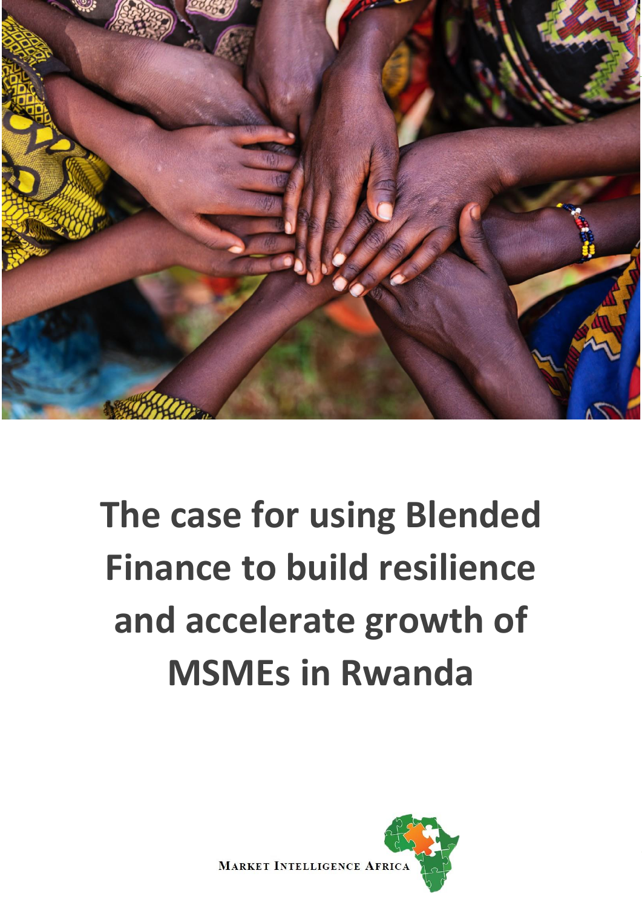# The case for using Blended Finance to build resilience and accelerate growth of MSMEs in Rwanda

Market Intelligence Africa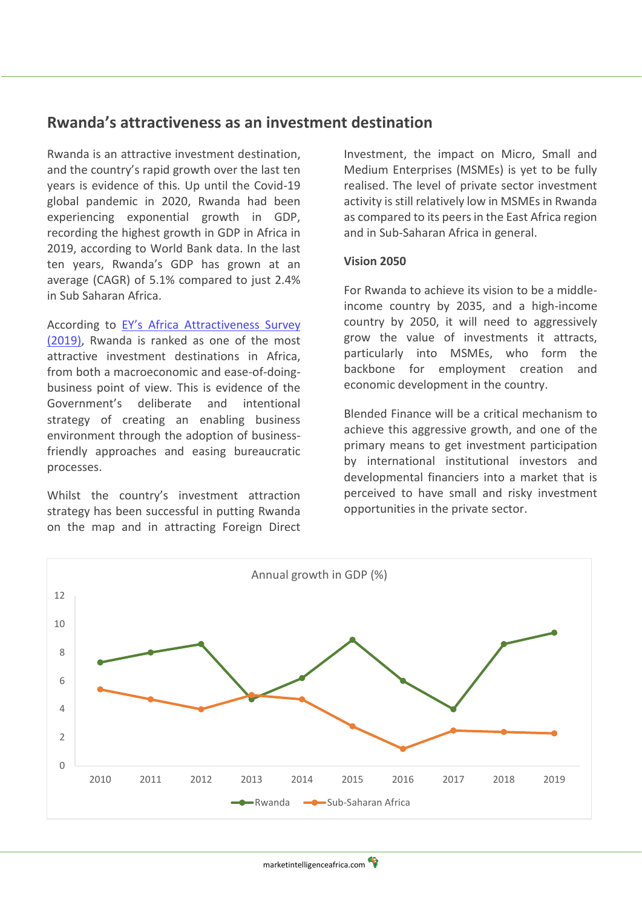## Rwanda's attractiveness as an investment destination

Rwanda is an attractive investment destination, and the country's rapid growth over the last ten years is evidence of this. Up until the Covid-19 global pandemic in 2020, Rwanda had been experiencing exponential growth in GDP, recording the highest growth in GDP in Africa in 2019, according to World Bank data. In the last ten years, Rwanda's GDP has grown at an average (CAGR) of 5.1% compared to just 2.4% in Sub Saharan Africa.

According to [EY's Africa Attractiveness Survey (2019)](), Rwanda is ranked as one of the most attractive investment destinations in Africa, from both a macroeconomic and ease-of-doing-business point of view. This is evidence of the Government's deliberate and intentional strategy of creating an enabling business environment through the adoption of business-friendly approaches and easing bureaucratic processes.

Whilst the country's investment attraction strategy has been successful in putting Rwanda on the map and in attracting Foreign Direct Investment, the impact on Micro, Small and Medium Enterprises (MSMEs) is yet to be fully realised. The level of private sector investment activity is still relatively low in MSMEs in Rwanda as compared to its peers in the East Africa region and in Sub-Saharan Africa in general.

**Vision 2050**

For Rwanda to achieve its vision to be a middle-income country by 2035, and a high-income country by 2050, it will need to aggressively grow the value of investments it attracts, particularly into MSMEs, who form the backbone for employment creation and economic development in the country.

Blended Finance will be a critical mechanism to achieve this aggressive growth, and one of the primary means to get investment participation by international institutional investors and developmental financiers into a market that is perceived to have small and risky investment opportunities in the private sector.

Annual growth in GDP (%)

| Year | Rwanda | Sub-Saharan Africa |
|---|---|---|
| 2010 | 7.3 | 5.4 |
| 2011 | 8.0 | 4.7 |
| 2012 | 8.6 | 4.0 |
| 2013 | 4.7 | 5.0 |
| 2014 | 6.2 | 4.7 |
| 2015 | 8.9 | 2.8 |
| 2016 | 6.0 | 1.2 |
| 2017 | 4.0 | 2.5 |
| 2018 | 8.6 | 2.4 |
| 2019 | 9.4 | 2.3 |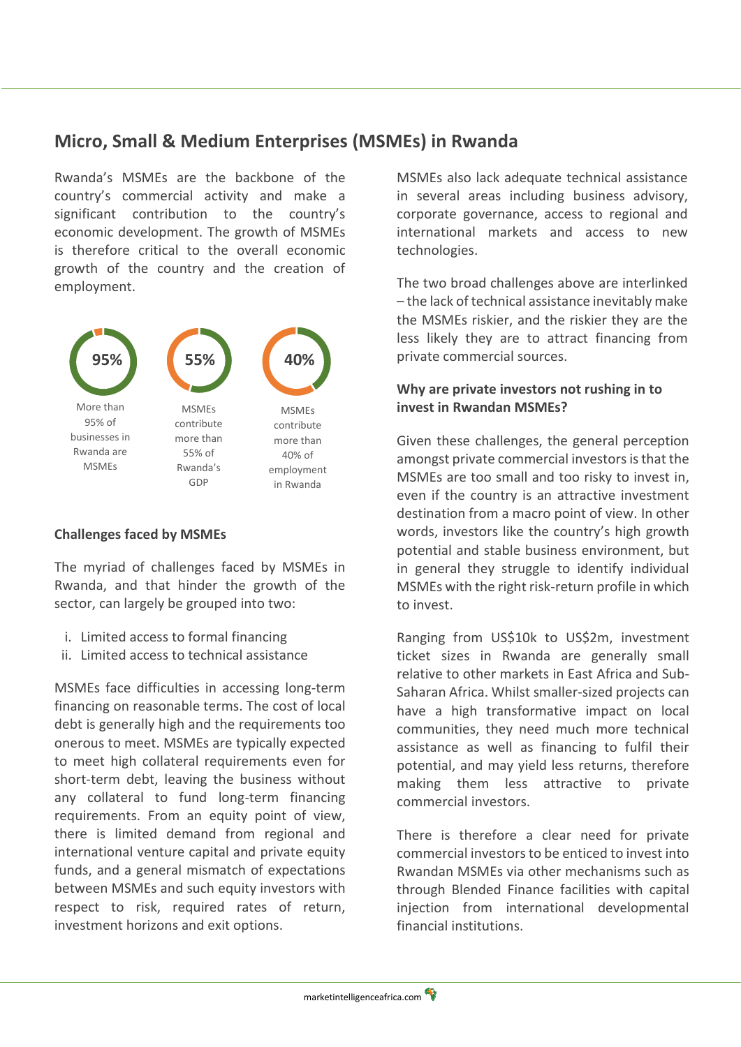## Micro, Small & Medium Enterprises (MSMEs) in Rwanda

Rwanda's MSMEs are the backbone of the country's commercial activity and make a significant contribution to the country's economic development. The growth of MSMEs is therefore critical to the overall economic growth of the country and the creation of employment.

**95%** — More than 95% of businesses in Rwanda are MSMEs

**55%** — MSMEs contribute more than 55% of Rwanda's GDP

**40%** — MSMEs contribute more than 40% of employment in Rwanda

### Challenges faced by MSMEs

The myriad of challenges faced by MSMEs in Rwanda, and that hinder the growth of the sector, can largely be grouped into two:

i. Limited access to formal financing
ii. Limited access to technical assistance

MSMEs face difficulties in accessing long-term financing on reasonable terms. The cost of local debt is generally high and the requirements too onerous to meet. MSMEs are typically expected to meet high collateral requirements even for short-term debt, leaving the business without any collateral to fund long-term financing requirements. From an equity point of view, there is limited demand from regional and international venture capital and private equity funds, and a general mismatch of expectations between MSMEs and such equity investors with respect to risk, required rates of return, investment horizons and exit options.

MSMEs also lack adequate technical assistance in several areas including business advisory, corporate governance, access to regional and international markets and access to new technologies.

The two broad challenges above are interlinked – the lack of technical assistance inevitably make the MSMEs riskier, and the riskier they are the less likely they are to attract financing from private commercial sources.

### Why are private investors not rushing in to invest in Rwandan MSMEs?

Given these challenges, the general perception amongst private commercial investors is that the MSMEs are too small and too risky to invest in, even if the country is an attractive investment destination from a macro point of view. In other words, investors like the country's high growth potential and stable business environment, but in general they struggle to identify individual MSMEs with the right risk-return profile in which to invest.

Ranging from US$10k to US$2m, investment ticket sizes in Rwanda are generally small relative to other markets in East Africa and Sub-Saharan Africa. Whilst smaller-sized projects can have a high transformative impact on local communities, they need much more technical assistance as well as financing to fulfil their potential, and may yield less returns, therefore making them less attractive to private commercial investors.

There is therefore a clear need for private commercial investors to be enticed to invest into Rwandan MSMEs via other mechanisms such as through Blended Finance facilities with capital injection from international developmental financial institutions.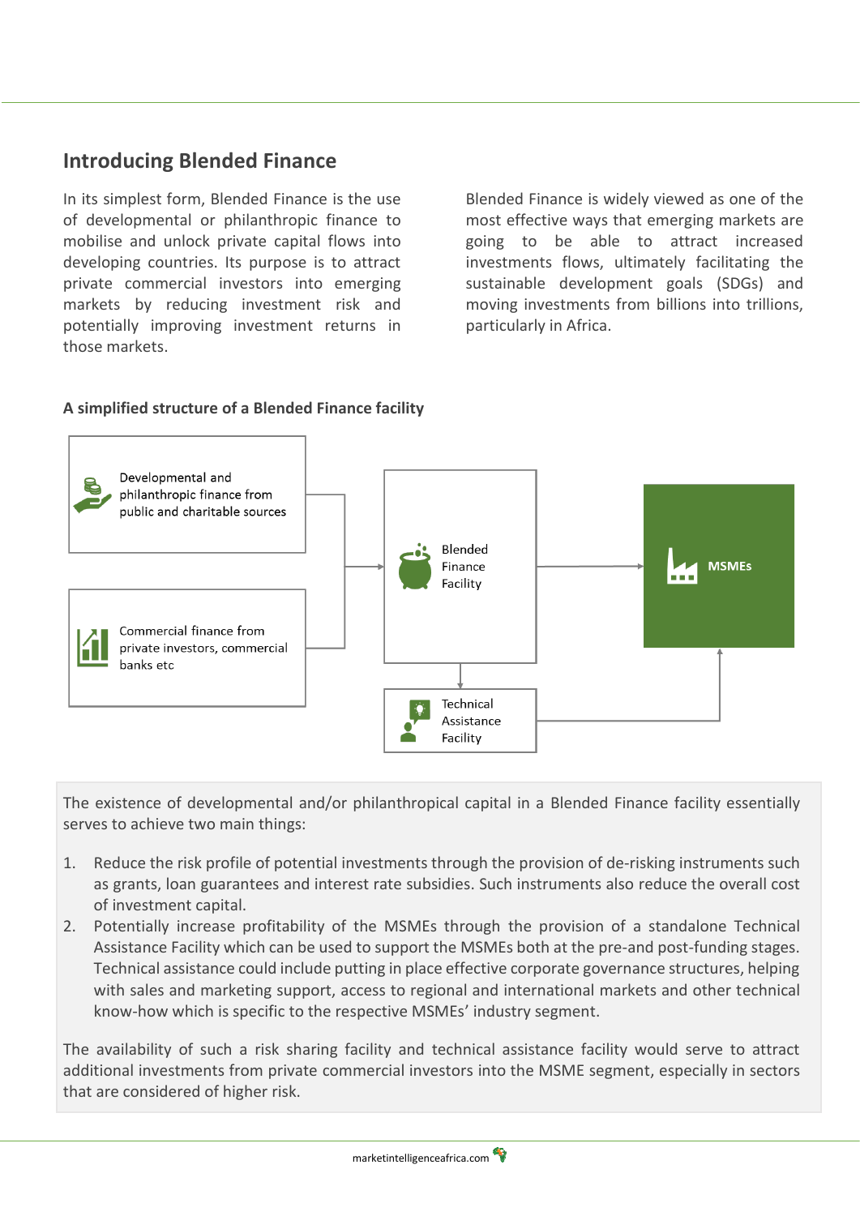## Introducing Blended Finance

In its simplest form, Blended Finance is the use of developmental or philanthropic finance to mobilise and unlock private capital flows into developing countries. Its purpose is to attract private commercial investors into emerging markets by reducing investment risk and potentially improving investment returns in those markets.

Blended Finance is widely viewed as one of the most effective ways that emerging markets are going to be able to attract increased investments flows, ultimately facilitating the sustainable development goals (SDGs) and moving investments from billions into trillions, particularly in Africa.

**A simplified structure of a Blended Finance facility**

Developmental and philanthropic finance from public and charitable sources

Commercial finance from private investors, commercial banks etc

Blended Finance Facility

Technical Assistance Facility

MSMEs

The existence of developmental and/or philanthropical capital in a Blended Finance facility essentially serves to achieve two main things:

1. Reduce the risk profile of potential investments through the provision of de-risking instruments such as grants, loan guarantees and interest rate subsidies. Such instruments also reduce the overall cost of investment capital.
2. Potentially increase profitability of the MSMEs through the provision of a standalone Technical Assistance Facility which can be used to support the MSMEs both at the pre-and post-funding stages. Technical assistance could include putting in place effective corporate governance structures, helping with sales and marketing support, access to regional and international markets and other technical know-how which is specific to the respective MSMEs' industry segment.

The availability of such a risk sharing facility and technical assistance facility would serve to attract additional investments from private commercial investors into the MSME segment, especially in sectors that are considered of higher risk.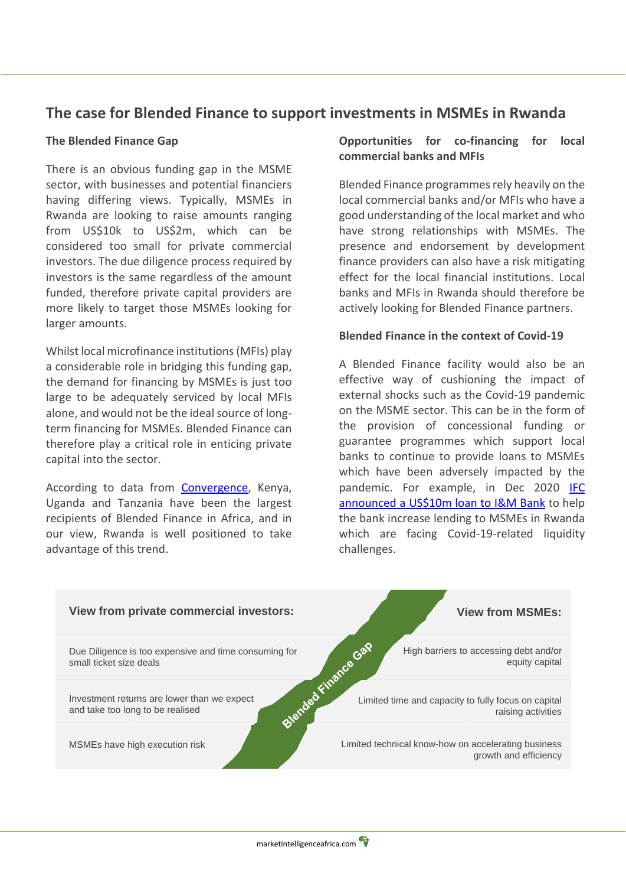## The case for Blended Finance to support investments in MSMEs in Rwanda

### The Blended Finance Gap

There is an obvious funding gap in the MSME sector, with businesses and potential financiers having differing views. Typically, MSMEs in Rwanda are looking to raise amounts ranging from US$10k to US$2m, which can be considered too small for private commercial investors. The due diligence process required by investors is the same regardless of the amount funded, therefore private capital providers are more likely to target those MSMEs looking for larger amounts.

Whilst local microfinance institutions (MFIs) play a considerable role in bridging this funding gap, the demand for financing by MSMEs is just too large to be adequately serviced by local MFIs alone, and would not be the ideal source of long-term financing for MSMEs. Blended Finance can therefore play a critical role in enticing private capital into the sector.

According to data from Convergence, Kenya, Uganda and Tanzania have been the largest recipients of Blended Finance in Africa, and in our view, Rwanda is well positioned to take advantage of this trend.

### Opportunities for co-financing for local commercial banks and MFIs

Blended Finance programmes rely heavily on the local commercial banks and/or MFIs who have a good understanding of the local market and who have strong relationships with MSMEs. The presence and endorsement by development finance providers can also have a risk mitigating effect for the local financial institutions. Local banks and MFIs in Rwanda should therefore be actively looking for Blended Finance partners.

### Blended Finance in the context of Covid-19

A Blended Finance facility would also be an effective way of cushioning the impact of external shocks such as the Covid-19 pandemic on the MSME sector. This can be in the form of the provision of concessional funding or guarantee programmes which support local banks to continue to provide loans to MSMEs which have been adversely impacted by the pandemic. For example, in Dec 2020 IFC announced a US$10m loan to I&M Bank to help the bank increase lending to MSMEs in Rwanda which are facing Covid-19-related liquidity challenges.

| View from private commercial investors: | Blended Finance Gap | View from MSMEs: |
| --- | --- | --- |
| Due Diligence is too expensive and time consuming for small ticket size deals | | High barriers to accessing debt and/or equity capital |
| Investment returns are lower than we expect and take too long to be realised | | Limited time and capacity to fully focus on capital raising activities |
| MSMEs have high execution risk | | Limited technical know-how on accelerating business growth and efficiency |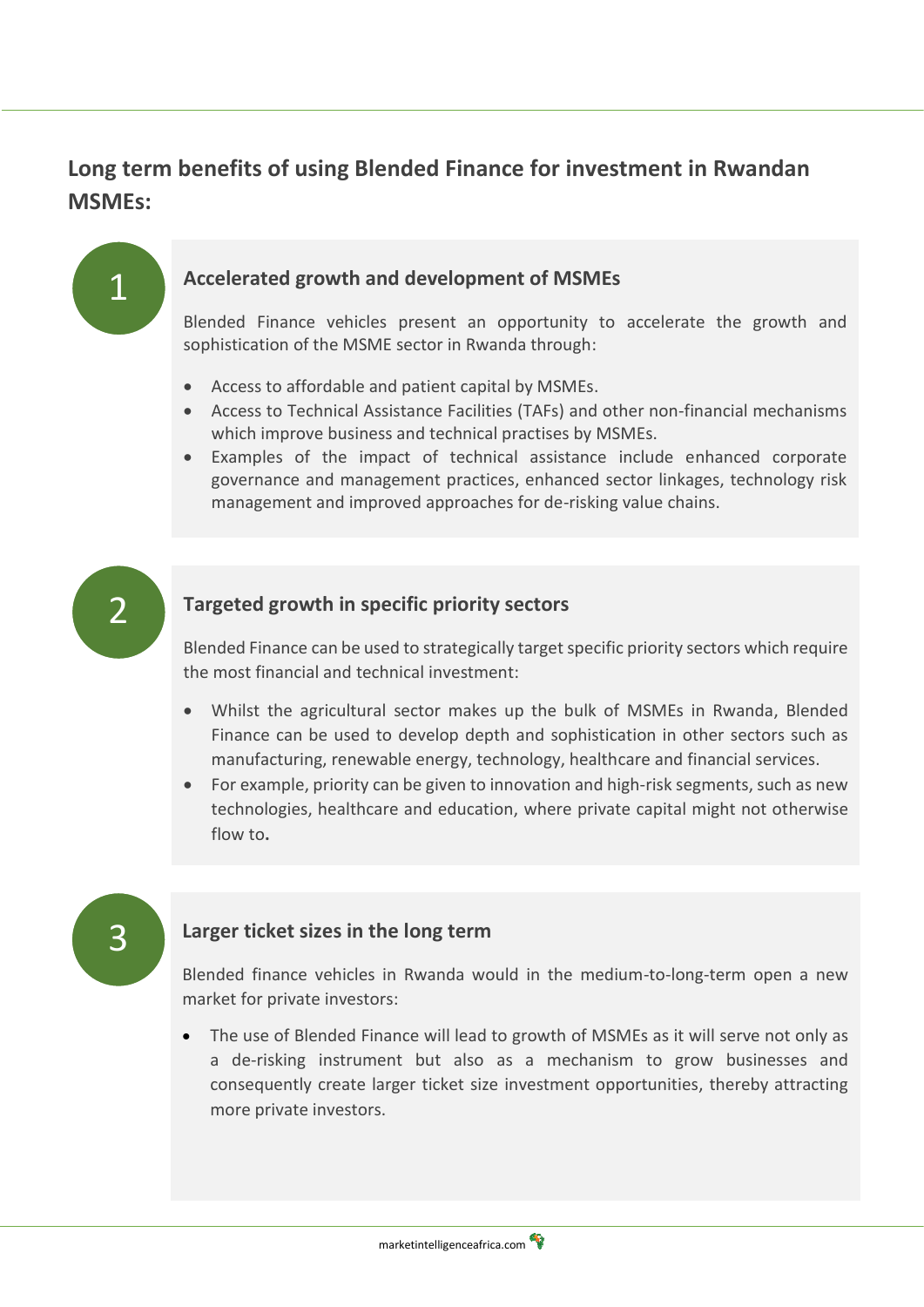## Long term benefits of using Blended Finance for investment in Rwandan MSMEs:

### 1. Accelerated growth and development of MSMEs

Blended Finance vehicles present an opportunity to accelerate the growth and sophistication of the MSME sector in Rwanda through:

- Access to affordable and patient capital by MSMEs.
- Access to Technical Assistance Facilities (TAFs) and other non-financial mechanisms which improve business and technical practises by MSMEs.
- Examples of the impact of technical assistance include enhanced corporate governance and management practices, enhanced sector linkages, technology risk management and improved approaches for de-risking value chains.

### 2. Targeted growth in specific priority sectors

Blended Finance can be used to strategically target specific priority sectors which require the most financial and technical investment:

- Whilst the agricultural sector makes up the bulk of MSMEs in Rwanda, Blended Finance can be used to develop depth and sophistication in other sectors such as manufacturing, renewable energy, technology, healthcare and financial services.
- For example, priority can be given to innovation and high-risk segments, such as new technologies, healthcare and education, where private capital might not otherwise flow to.

### 3. Larger ticket sizes in the long term

Blended finance vehicles in Rwanda would in the medium-to-long-term open a new market for private investors:

- The use of Blended Finance will lead to growth of MSMEs as it will serve not only as a de-risking instrument but also as a mechanism to grow businesses and consequently create larger ticket size investment opportunities, thereby attracting more private investors.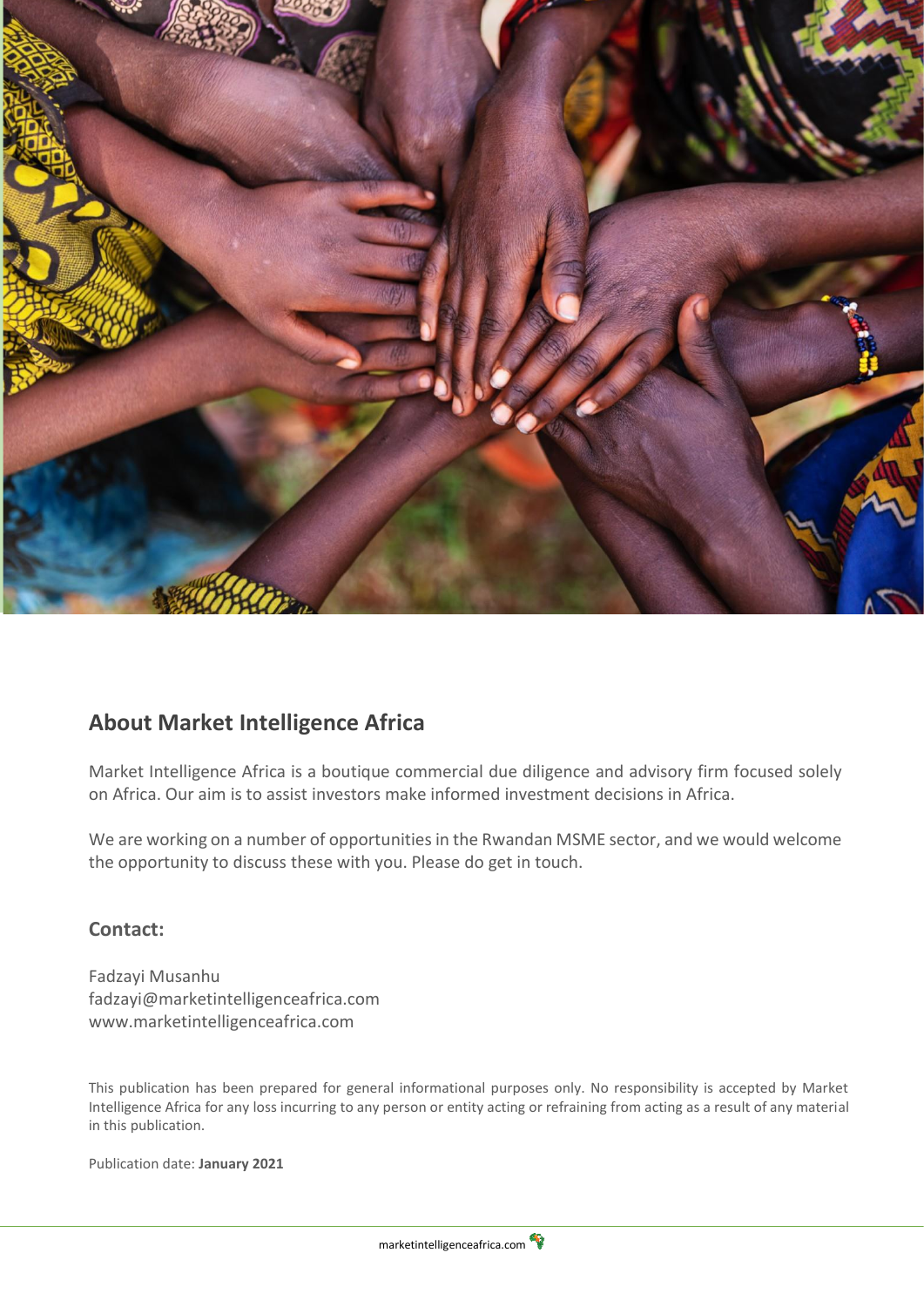## About Market Intelligence Africa

Market Intelligence Africa is a boutique commercial due diligence and advisory firm focused solely on Africa. Our aim is to assist investors make informed investment decisions in Africa.

We are working on a number of opportunities in the Rwandan MSME sector, and we would welcome the opportunity to discuss these with you. Please do get in touch.

### Contact:

Fadzayi Musanhu
fadzayi@marketintelligenceafrica.com
www.marketintelligenceafrica.com

This publication has been prepared for general informational purposes only. No responsibility is accepted by Market Intelligence Africa for any loss incurring to any person or entity acting or refraining from acting as a result of any material in this publication.

Publication date: **January 2021**